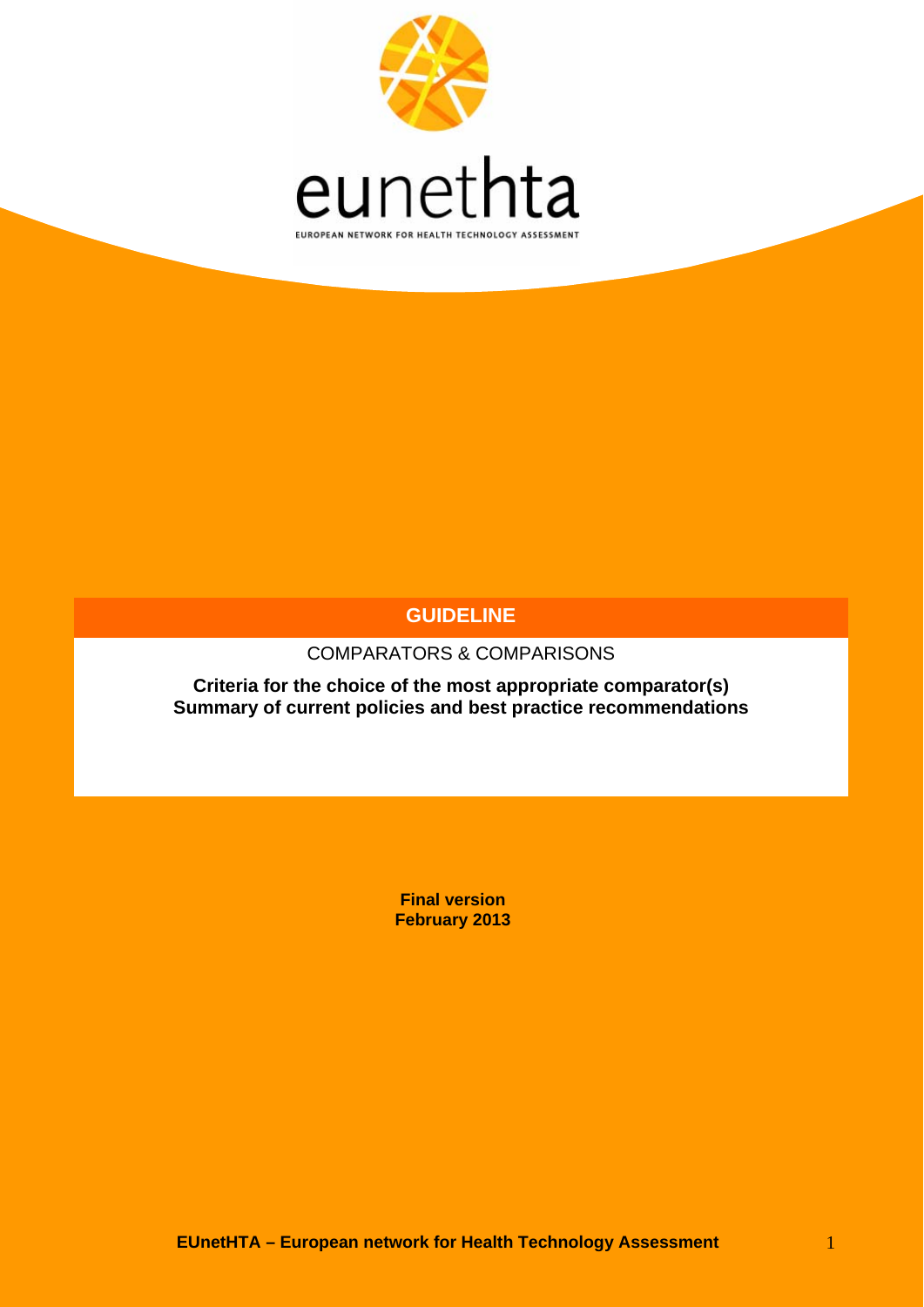eunethta

EUROPEAN NETWORK FOR HEALTH TECHNOLOGY ASSESSMENT

# GUIDELINE

COMPARATORS & COMPARISONS

**Criteria for the choice of the most appropriate comparator(s)**
**Summary of current policies and best practice recommendations**

**Final version**
**February 2013**

**EUnetHTA – European network for Health Technology Assessment**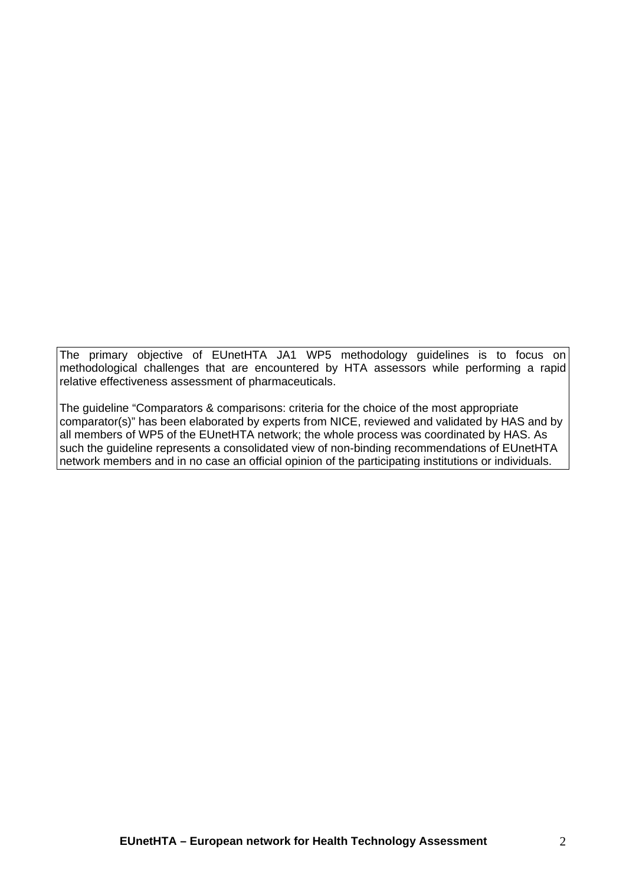The primary objective of EUnetHTA JA1 WP5 methodology guidelines is to focus on methodological challenges that are encountered by HTA assessors while performing a rapid relative effectiveness assessment of pharmaceuticals.

The guideline "Comparators & comparisons: criteria for the choice of the most appropriate comparator(s)" has been elaborated by experts from NICE, reviewed and validated by HAS and by all members of WP5 of the EUnetHTA network; the whole process was coordinated by HAS. As such the guideline represents a consolidated view of non-binding recommendations of EUnetHTA network members and in no case an official opinion of the participating institutions or individuals.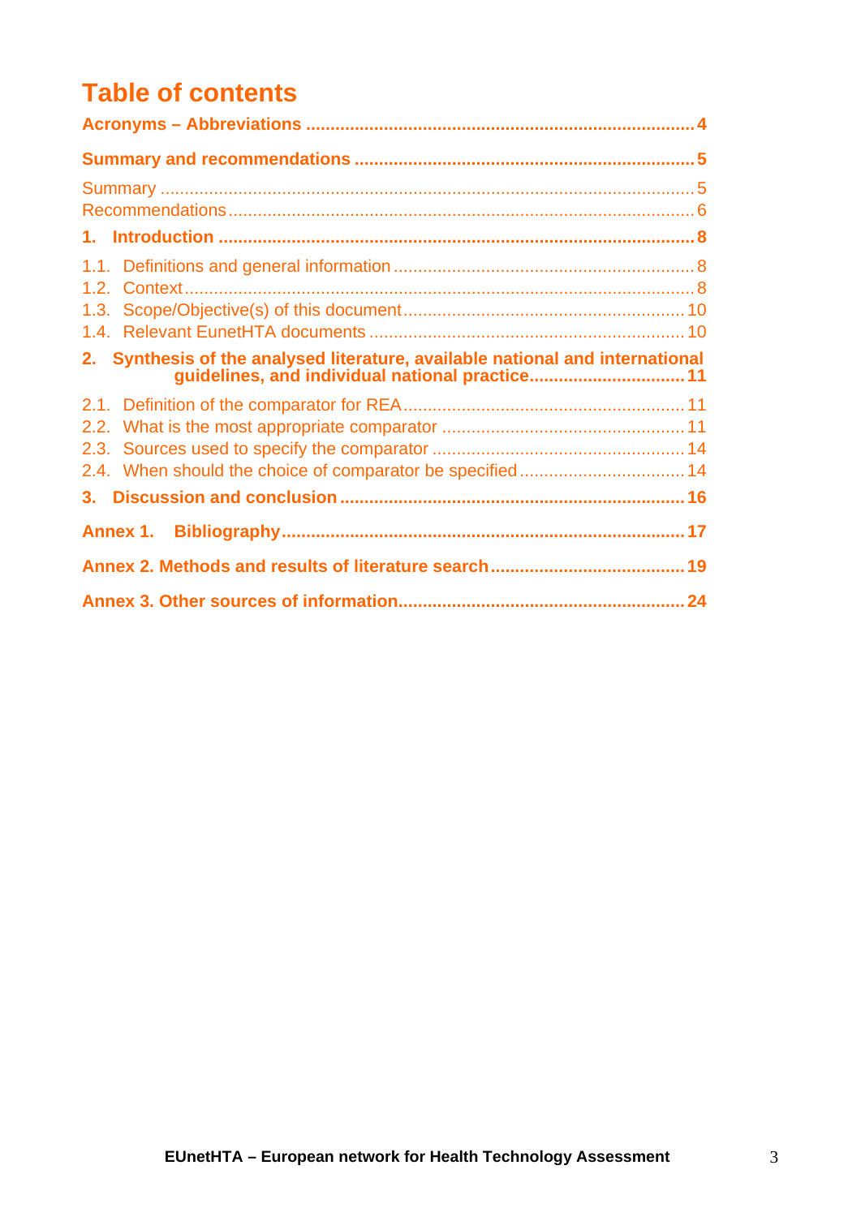# Table of contents

**Acronyms – Abbreviations** ..... 4

**Summary and recommendations** ..... 5

Summary ..... 5
Recommendations ..... 6

**1. Introduction** ..... 8

1.1. Definitions and general information ..... 8
1.2. Context ..... 8
1.3. Scope/Objective(s) of this document ..... 10
1.4. Relevant EunetHTA documents ..... 10

**2. Synthesis of the analysed literature, available national and international guidelines, and individual national practice** ..... 11

2.1. Definition of the comparator for REA ..... 11
2.2. What is the most appropriate comparator ..... 11
2.3. Sources used to specify the comparator ..... 14
2.4. When should the choice of comparator be specified ..... 14

**3. Discussion and conclusion** ..... 16

**Annex 1. Bibliography** ..... 17

**Annex 2. Methods and results of literature search** ..... 19

**Annex 3. Other sources of information** ..... 24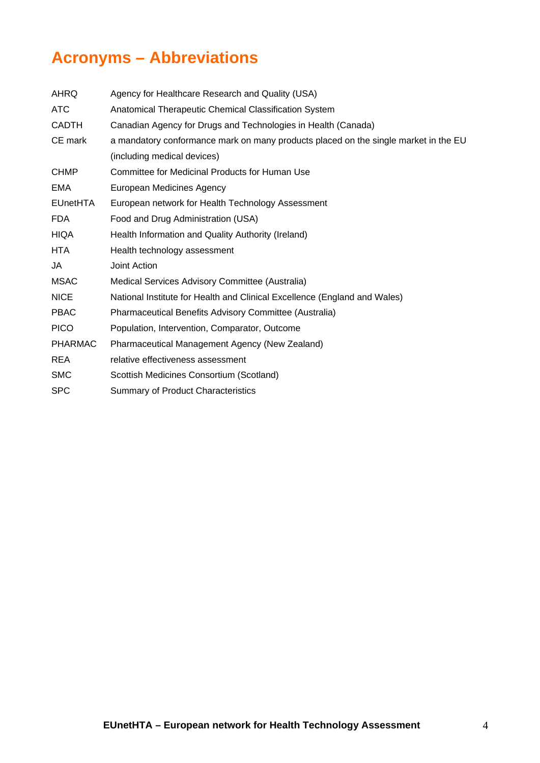# Acronyms – Abbreviations

| | |
|---|---|
| AHRQ | Agency for Healthcare Research and Quality (USA) |
| ATC | Anatomical Therapeutic Chemical Classification System |
| CADTH | Canadian Agency for Drugs and Technologies in Health (Canada) |
| CE mark | a mandatory conformance mark on many products placed on the single market in the EU (including medical devices) |
| CHMP | Committee for Medicinal Products for Human Use |
| EMA | European Medicines Agency |
| EUnetHTA | European network for Health Technology Assessment |
| FDA | Food and Drug Administration (USA) |
| HIQA | Health Information and Quality Authority (Ireland) |
| HTA | Health technology assessment |
| JA | Joint Action |
| MSAC | Medical Services Advisory Committee (Australia) |
| NICE | National Institute for Health and Clinical Excellence (England and Wales) |
| PBAC | Pharmaceutical Benefits Advisory Committee (Australia) |
| PICO | Population, Intervention, Comparator, Outcome |
| PHARMAC | Pharmaceutical Management Agency (New Zealand) |
| REA | relative effectiveness assessment |
| SMC | Scottish Medicines Consortium (Scotland) |
| SPC | Summary of Product Characteristics |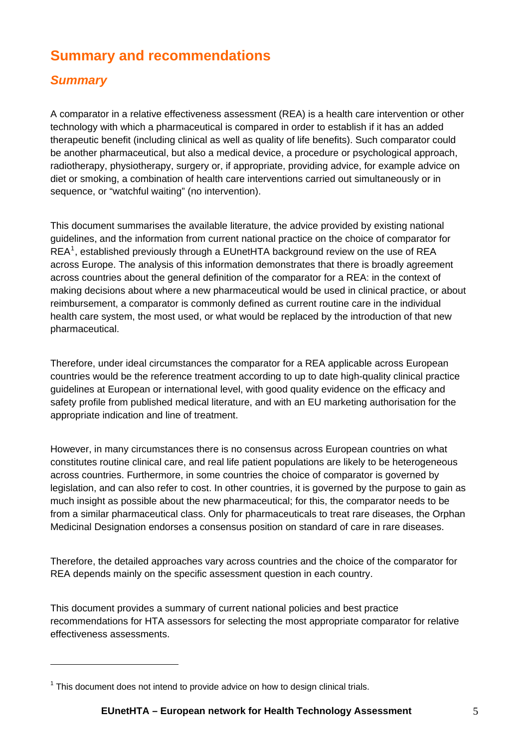# Summary and recommendations

## *Summary*

A comparator in a relative effectiveness assessment (REA) is a health care intervention or other technology with which a pharmaceutical is compared in order to establish if it has an added therapeutic benefit (including clinical as well as quality of life benefits). Such comparator could be another pharmaceutical, but also a medical device, a procedure or psychological approach, radiotherapy, physiotherapy, surgery or, if appropriate, providing advice, for example advice on diet or smoking, a combination of health care interventions carried out simultaneously or in sequence, or "watchful waiting" (no intervention).

This document summarises the available literature, the advice provided by existing national guidelines, and the information from current national practice on the choice of comparator for REA[1], established previously through a EUnetHTA background review on the use of REA across Europe. The analysis of this information demonstrates that there is broadly agreement across countries about the general definition of the comparator for a REA: in the context of making decisions about where a new pharmaceutical would be used in clinical practice, or about reimbursement, a comparator is commonly defined as current routine care in the individual health care system, the most used, or what would be replaced by the introduction of that new pharmaceutical.

Therefore, under ideal circumstances the comparator for a REA applicable across European countries would be the reference treatment according to up to date high-quality clinical practice guidelines at European or international level, with good quality evidence on the efficacy and safety profile from published medical literature, and with an EU marketing authorisation for the appropriate indication and line of treatment.

However, in many circumstances there is no consensus across European countries on what constitutes routine clinical care, and real life patient populations are likely to be heterogeneous across countries. Furthermore, in some countries the choice of comparator is governed by legislation, and can also refer to cost. In other countries, it is governed by the purpose to gain as much insight as possible about the new pharmaceutical; for this, the comparator needs to be from a similar pharmaceutical class. Only for pharmaceuticals to treat rare diseases, the Orphan Medicinal Designation endorses a consensus position on standard of care in rare diseases.

Therefore, the detailed approaches vary across countries and the choice of the comparator for REA depends mainly on the specific assessment question in each country.

This document provides a summary of current national policies and best practice recommendations for HTA assessors for selecting the most appropriate comparator for relative effectiveness assessments.

---

[1] This document does not intend to provide advice on how to design clinical trials.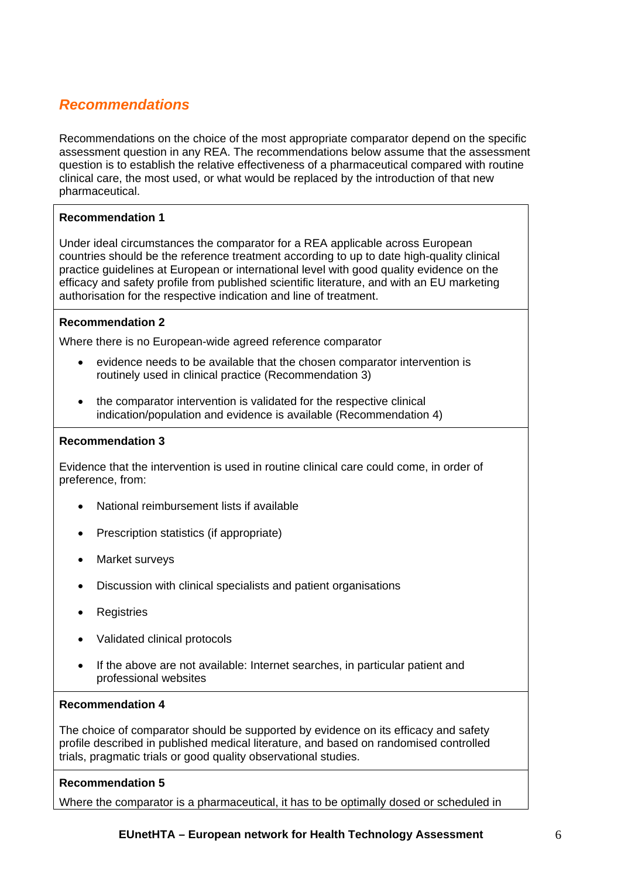## *Recommendations*

Recommendations on the choice of the most appropriate comparator depend on the specific assessment question in any REA. The recommendations below assume that the assessment question is to establish the relative effectiveness of a pharmaceutical compared with routine clinical care, the most used, or what would be replaced by the introduction of that new pharmaceutical.

**Recommendation 1**

Under ideal circumstances the comparator for a REA applicable across European countries should be the reference treatment according to up to date high-quality clinical practice guidelines at European or international level with good quality evidence on the efficacy and safety profile from published scientific literature, and with an EU marketing authorisation for the respective indication and line of treatment.

**Recommendation 2**

Where there is no European-wide agreed reference comparator

- evidence needs to be available that the chosen comparator intervention is routinely used in clinical practice (Recommendation 3)
- the comparator intervention is validated for the respective clinical indication/population and evidence is available (Recommendation 4)

**Recommendation 3**

Evidence that the intervention is used in routine clinical care could come, in order of preference, from:

- National reimbursement lists if available
- Prescription statistics (if appropriate)
- Market surveys
- Discussion with clinical specialists and patient organisations
- Registries
- Validated clinical protocols
- If the above are not available: Internet searches, in particular patient and professional websites

**Recommendation 4**

The choice of comparator should be supported by evidence on its efficacy and safety profile described in published medical literature, and based on randomised controlled trials, pragmatic trials or good quality observational studies.

**Recommendation 5**

Where the comparator is a pharmaceutical, it has to be optimally dosed or scheduled in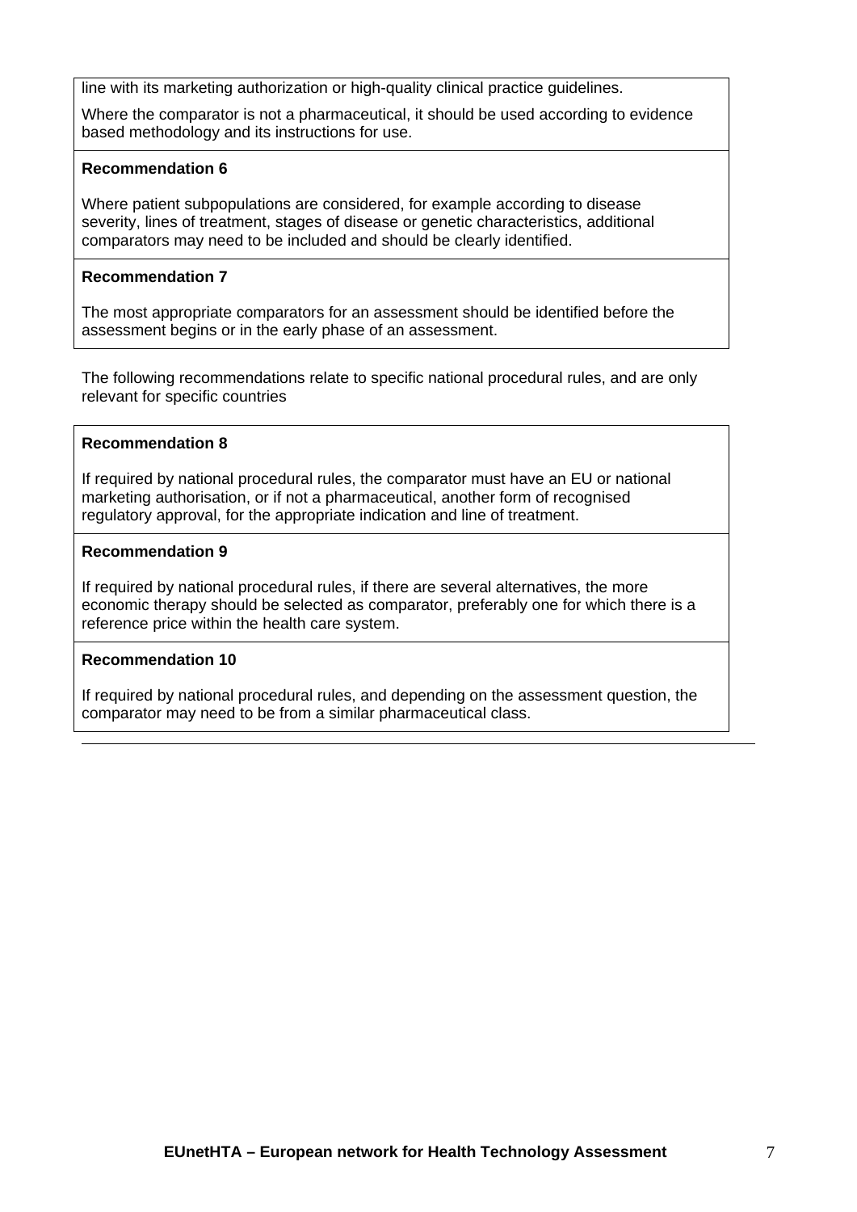line with its marketing authorization or high-quality clinical practice guidelines.

Where the comparator is not a pharmaceutical, it should be used according to evidence based methodology and its instructions for use.

**Recommendation 6**

Where patient subpopulations are considered, for example according to disease severity, lines of treatment, stages of disease or genetic characteristics, additional comparators may need to be included and should be clearly identified.

**Recommendation 7**

The most appropriate comparators for an assessment should be identified before the assessment begins or in the early phase of an assessment.

The following recommendations relate to specific national procedural rules, and are only relevant for specific countries

**Recommendation 8**

If required by national procedural rules, the comparator must have an EU or national marketing authorisation, or if not a pharmaceutical, another form of recognised regulatory approval, for the appropriate indication and line of treatment.

**Recommendation 9**

If required by national procedural rules, if there are several alternatives, the more economic therapy should be selected as comparator, preferably one for which there is a reference price within the health care system.

**Recommendation 10**

If required by national procedural rules, and depending on the assessment question, the comparator may need to be from a similar pharmaceutical class.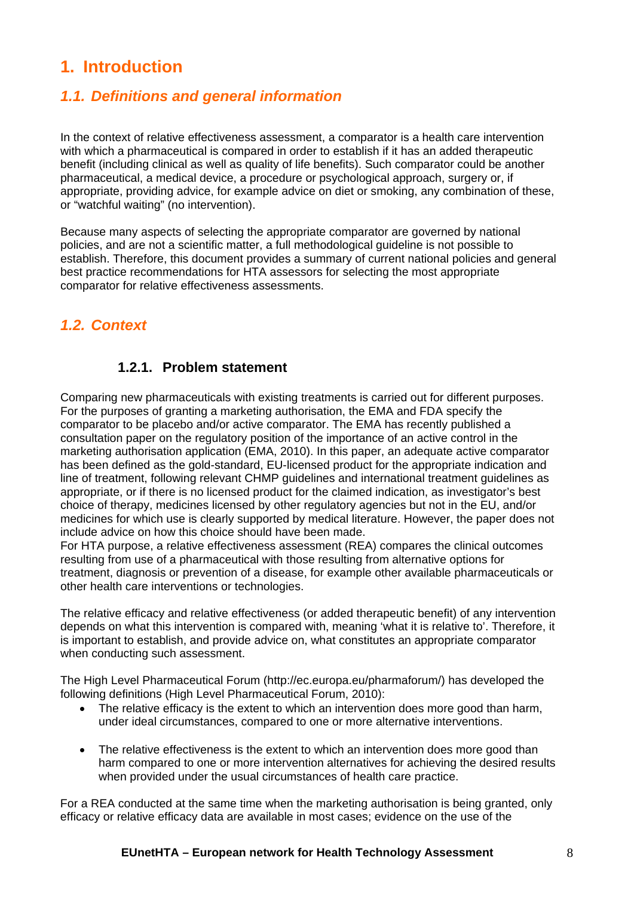# 1. Introduction

## *1.1. Definitions and general information*

In the context of relative effectiveness assessment, a comparator is a health care intervention with which a pharmaceutical is compared in order to establish if it has an added therapeutic benefit (including clinical as well as quality of life benefits). Such comparator could be another pharmaceutical, a medical device, a procedure or psychological approach, surgery or, if appropriate, providing advice, for example advice on diet or smoking, any combination of these, or "watchful waiting" (no intervention).

Because many aspects of selecting the appropriate comparator are governed by national policies, and are not a scientific matter, a full methodological guideline is not possible to establish. Therefore, this document provides a summary of current national policies and general best practice recommendations for HTA assessors for selecting the most appropriate comparator for relative effectiveness assessments.

## *1.2. Context*

### 1.2.1. Problem statement

Comparing new pharmaceuticals with existing treatments is carried out for different purposes. For the purposes of granting a marketing authorisation, the EMA and FDA specify the comparator to be placebo and/or active comparator. The EMA has recently published a consultation paper on the regulatory position of the importance of an active control in the marketing authorisation application (EMA, 2010). In this paper, an adequate active comparator has been defined as the gold-standard, EU-licensed product for the appropriate indication and line of treatment, following relevant CHMP guidelines and international treatment guidelines as appropriate, or if there is no licensed product for the claimed indication, as investigator's best choice of therapy, medicines licensed by other regulatory agencies but not in the EU, and/or medicines for which use is clearly supported by medical literature. However, the paper does not include advice on how this choice should have been made.
For HTA purpose, a relative effectiveness assessment (REA) compares the clinical outcomes resulting from use of a pharmaceutical with those resulting from alternative options for treatment, diagnosis or prevention of a disease, for example other available pharmaceuticals or other health care interventions or technologies.

The relative efficacy and relative effectiveness (or added therapeutic benefit) of any intervention depends on what this intervention is compared with, meaning 'what it is relative to'. Therefore, it is important to establish, and provide advice on, what constitutes an appropriate comparator when conducting such assessment.

The High Level Pharmaceutical Forum (http://ec.europa.eu/pharmaforum/) has developed the following definitions (High Level Pharmaceutical Forum, 2010):

- The relative efficacy is the extent to which an intervention does more good than harm, under ideal circumstances, compared to one or more alternative interventions.

- The relative effectiveness is the extent to which an intervention does more good than harm compared to one or more intervention alternatives for achieving the desired results when provided under the usual circumstances of health care practice.

For a REA conducted at the same time when the marketing authorisation is being granted, only efficacy or relative efficacy data are available in most cases; evidence on the use of the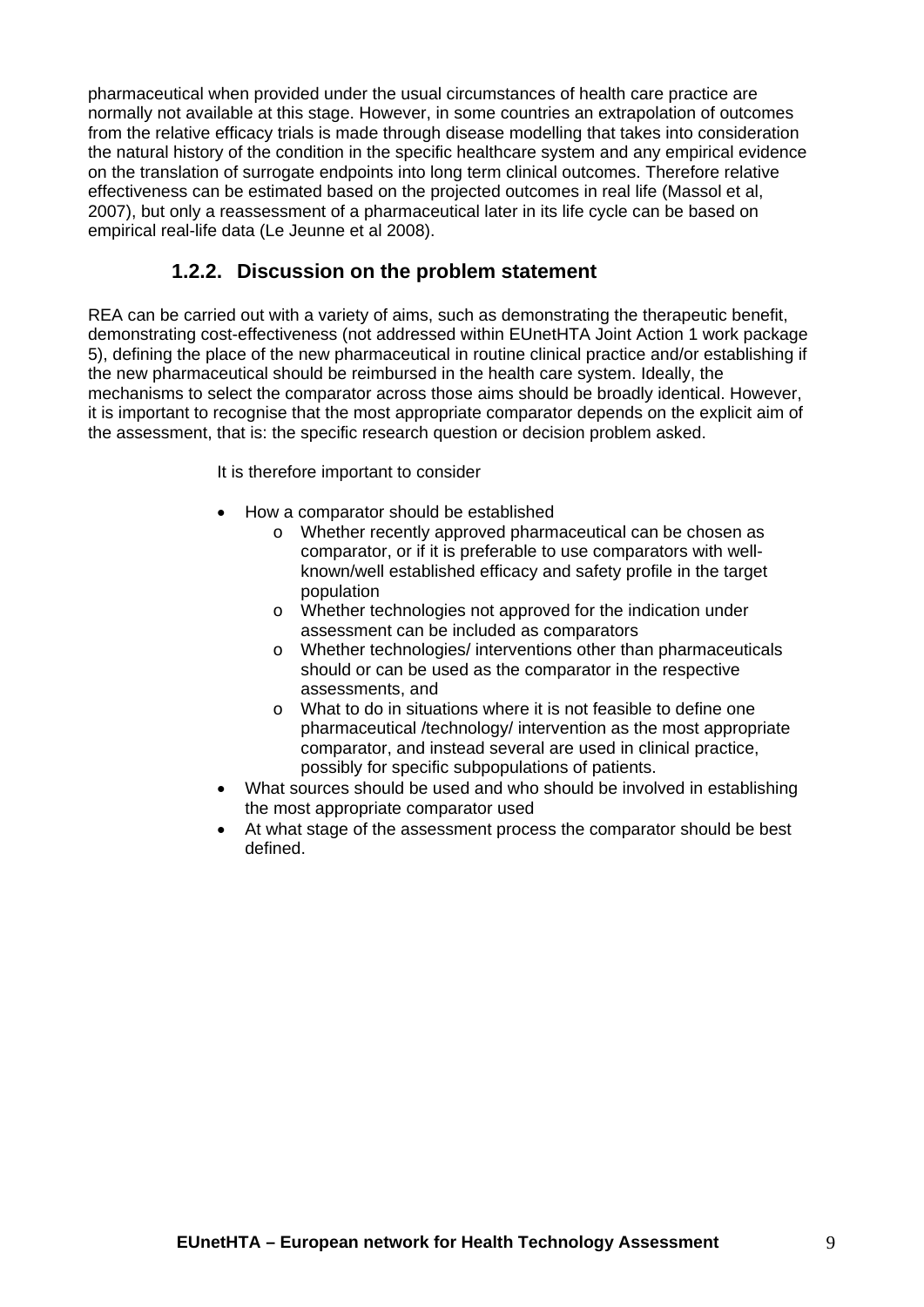pharmaceutical when provided under the usual circumstances of health care practice are normally not available at this stage. However, in some countries an extrapolation of outcomes from the relative efficacy trials is made through disease modelling that takes into consideration the natural history of the condition in the specific healthcare system and any empirical evidence on the translation of surrogate endpoints into long term clinical outcomes. Therefore relative effectiveness can be estimated based on the projected outcomes in real life (Massol et al, 2007), but only a reassessment of a pharmaceutical later in its life cycle can be based on empirical real-life data (Le Jeunne et al 2008).

### 1.2.2. Discussion on the problem statement

REA can be carried out with a variety of aims, such as demonstrating the therapeutic benefit, demonstrating cost-effectiveness (not addressed within EUnetHTA Joint Action 1 work package 5), defining the place of the new pharmaceutical in routine clinical practice and/or establishing if the new pharmaceutical should be reimbursed in the health care system. Ideally, the mechanisms to select the comparator across those aims should be broadly identical. However, it is important to recognise that the most appropriate comparator depends on the explicit aim of the assessment, that is: the specific research question or decision problem asked.

It is therefore important to consider

- How a comparator should be established
  - Whether recently approved pharmaceutical can be chosen as comparator, or if it is preferable to use comparators with well-known/well established efficacy and safety profile in the target population
  - Whether technologies not approved for the indication under assessment can be included as comparators
  - Whether technologies/ interventions other than pharmaceuticals should or can be used as the comparator in the respective assessments, and
  - What to do in situations where it is not feasible to define one pharmaceutical /technology/ intervention as the most appropriate comparator, and instead several are used in clinical practice, possibly for specific subpopulations of patients.
- What sources should be used and who should be involved in establishing the most appropriate comparator used
- At what stage of the assessment process the comparator should be best defined.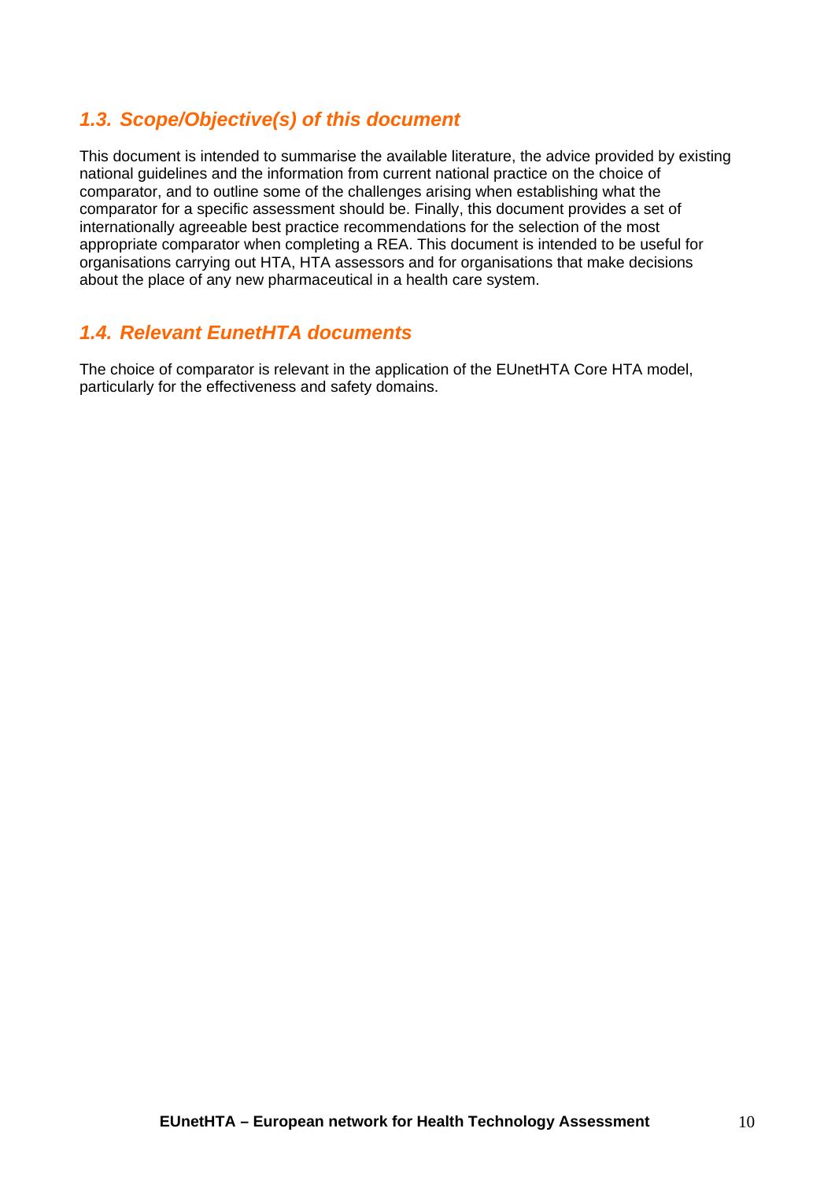## *1.3. Scope/Objective(s) of this document*

This document is intended to summarise the available literature, the advice provided by existing national guidelines and the information from current national practice on the choice of comparator, and to outline some of the challenges arising when establishing what the comparator for a specific assessment should be. Finally, this document provides a set of internationally agreeable best practice recommendations for the selection of the most appropriate comparator when completing a REA. This document is intended to be useful for organisations carrying out HTA, HTA assessors and for organisations that make decisions about the place of any new pharmaceutical in a health care system.

## *1.4. Relevant EunetHTA documents*

The choice of comparator is relevant in the application of the EUnetHTA Core HTA model, particularly for the effectiveness and safety domains.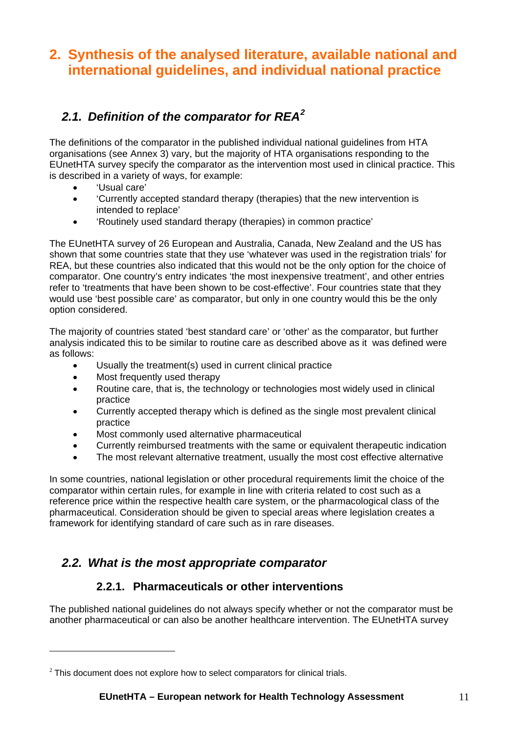# 2. Synthesis of the analysed literature, available national and international guidelines, and individual national practice

## 2.1. Definition of the comparator for REA[2]

The definitions of the comparator in the published individual national guidelines from HTA organisations (see Annex 3) vary, but the majority of HTA organisations responding to the EUnetHTA survey specify the comparator as the intervention most used in clinical practice. This is described in a variety of ways, for example:

- 'Usual care'
- 'Currently accepted standard therapy (therapies) that the new intervention is intended to replace'
- 'Routinely used standard therapy (therapies) in common practice'

The EUnetHTA survey of 26 European and Australia, Canada, New Zealand and the US has shown that some countries state that they use 'whatever was used in the registration trials' for REA, but these countries also indicated that this would not be the only option for the choice of comparator. One country's entry indicates 'the most inexpensive treatment', and other entries refer to 'treatments that have been shown to be cost-effective'. Four countries state that they would use 'best possible care' as comparator, but only in one country would this be the only option considered.

The majority of countries stated 'best standard care' or 'other' as the comparator, but further analysis indicated this to be similar to routine care as described above as it was defined were as follows:

- Usually the treatment(s) used in current clinical practice
- Most frequently used therapy
- Routine care, that is, the technology or technologies most widely used in clinical practice
- Currently accepted therapy which is defined as the single most prevalent clinical practice
- Most commonly used alternative pharmaceutical
- Currently reimbursed treatments with the same or equivalent therapeutic indication
- The most relevant alternative treatment, usually the most cost effective alternative

In some countries, national legislation or other procedural requirements limit the choice of the comparator within certain rules, for example in line with criteria related to cost such as a reference price within the respective health care system, or the pharmacological class of the pharmaceutical. Consideration should be given to special areas where legislation creates a framework for identifying standard of care such as in rare diseases.

## 2.2. What is the most appropriate comparator

### 2.2.1. Pharmaceuticals or other interventions

The published national guidelines do not always specify whether or not the comparator must be another pharmaceutical or can also be another healthcare intervention. The EUnetHTA survey

[2] This document does not explore how to select comparators for clinical trials.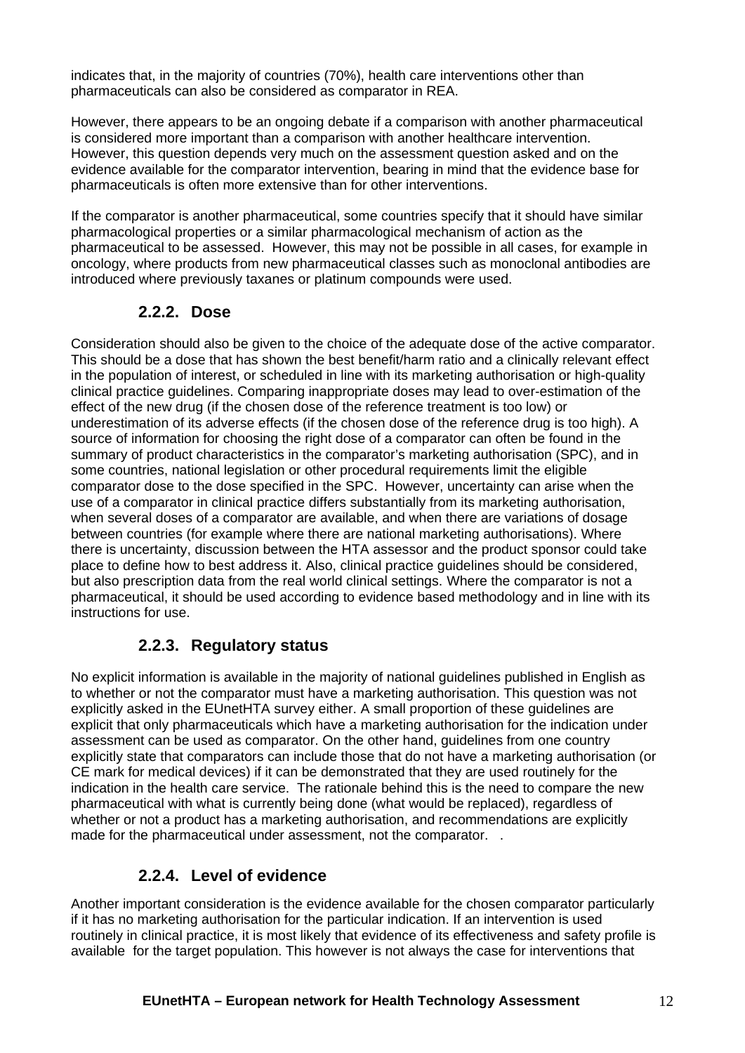indicates that, in the majority of countries (70%), health care interventions other than pharmaceuticals can also be considered as comparator in REA.

However, there appears to be an ongoing debate if a comparison with another pharmaceutical is considered more important than a comparison with another healthcare intervention. However, this question depends very much on the assessment question asked and on the evidence available for the comparator intervention, bearing in mind that the evidence base for pharmaceuticals is often more extensive than for other interventions.

If the comparator is another pharmaceutical, some countries specify that it should have similar pharmacological properties or a similar pharmacological mechanism of action as the pharmaceutical to be assessed. However, this may not be possible in all cases, for example in oncology, where products from new pharmaceutical classes such as monoclonal antibodies are introduced where previously taxanes or platinum compounds were used.

### 2.2.2. Dose

Consideration should also be given to the choice of the adequate dose of the active comparator. This should be a dose that has shown the best benefit/harm ratio and a clinically relevant effect in the population of interest, or scheduled in line with its marketing authorisation or high-quality clinical practice guidelines. Comparing inappropriate doses may lead to over-estimation of the effect of the new drug (if the chosen dose of the reference treatment is too low) or underestimation of its adverse effects (if the chosen dose of the reference drug is too high). A source of information for choosing the right dose of a comparator can often be found in the summary of product characteristics in the comparator's marketing authorisation (SPC), and in some countries, national legislation or other procedural requirements limit the eligible comparator dose to the dose specified in the SPC. However, uncertainty can arise when the use of a comparator in clinical practice differs substantially from its marketing authorisation, when several doses of a comparator are available, and when there are variations of dosage between countries (for example where there are national marketing authorisations). Where there is uncertainty, discussion between the HTA assessor and the product sponsor could take place to define how to best address it. Also, clinical practice guidelines should be considered, but also prescription data from the real world clinical settings. Where the comparator is not a pharmaceutical, it should be used according to evidence based methodology and in line with its instructions for use.

### 2.2.3. Regulatory status

No explicit information is available in the majority of national guidelines published in English as to whether or not the comparator must have a marketing authorisation. This question was not explicitly asked in the EUnetHTA survey either. A small proportion of these guidelines are explicit that only pharmaceuticals which have a marketing authorisation for the indication under assessment can be used as comparator. On the other hand, guidelines from one country explicitly state that comparators can include those that do not have a marketing authorisation (or CE mark for medical devices) if it can be demonstrated that they are used routinely for the indication in the health care service. The rationale behind this is the need to compare the new pharmaceutical with what is currently being done (what would be replaced), regardless of whether or not a product has a marketing authorisation, and recommendations are explicitly made for the pharmaceutical under assessment, not the comparator. .

### 2.2.4. Level of evidence

Another important consideration is the evidence available for the chosen comparator particularly if it has no marketing authorisation for the particular indication. If an intervention is used routinely in clinical practice, it is most likely that evidence of its effectiveness and safety profile is available for the target population. This however is not always the case for interventions that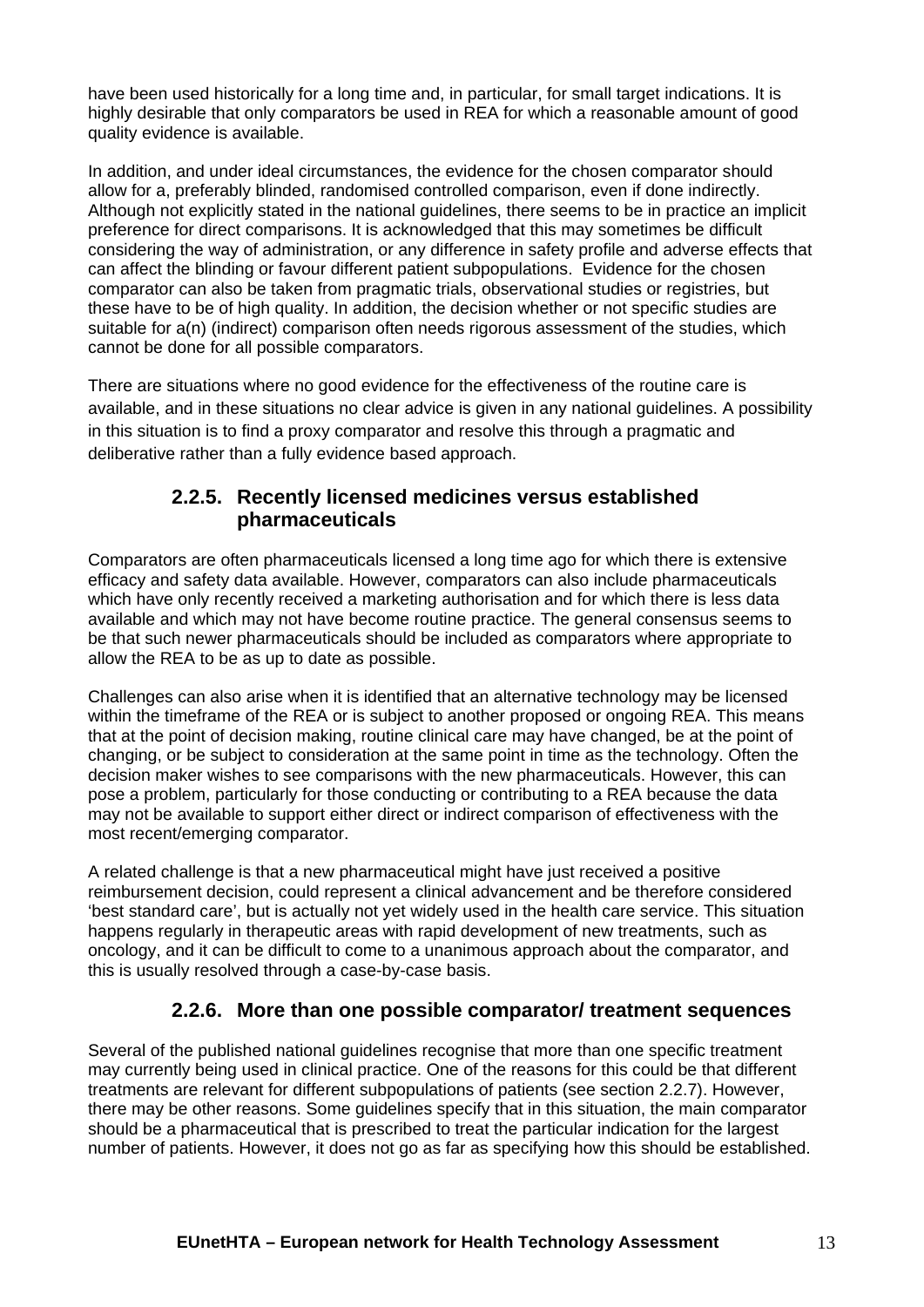have been used historically for a long time and, in particular, for small target indications. It is highly desirable that only comparators be used in REA for which a reasonable amount of good quality evidence is available.

In addition, and under ideal circumstances, the evidence for the chosen comparator should allow for a, preferably blinded, randomised controlled comparison, even if done indirectly. Although not explicitly stated in the national guidelines, there seems to be in practice an implicit preference for direct comparisons. It is acknowledged that this may sometimes be difficult considering the way of administration, or any difference in safety profile and adverse effects that can affect the blinding or favour different patient subpopulations. Evidence for the chosen comparator can also be taken from pragmatic trials, observational studies or registries, but these have to be of high quality. In addition, the decision whether or not specific studies are suitable for a(n) (indirect) comparison often needs rigorous assessment of the studies, which cannot be done for all possible comparators.

There are situations where no good evidence for the effectiveness of the routine care is available, and in these situations no clear advice is given in any national guidelines. A possibility in this situation is to find a proxy comparator and resolve this through a pragmatic and deliberative rather than a fully evidence based approach.

### 2.2.5. Recently licensed medicines versus established pharmaceuticals

Comparators are often pharmaceuticals licensed a long time ago for which there is extensive efficacy and safety data available. However, comparators can also include pharmaceuticals which have only recently received a marketing authorisation and for which there is less data available and which may not have become routine practice. The general consensus seems to be that such newer pharmaceuticals should be included as comparators where appropriate to allow the REA to be as up to date as possible.

Challenges can also arise when it is identified that an alternative technology may be licensed within the timeframe of the REA or is subject to another proposed or ongoing REA. This means that at the point of decision making, routine clinical care may have changed, be at the point of changing, or be subject to consideration at the same point in time as the technology. Often the decision maker wishes to see comparisons with the new pharmaceuticals. However, this can pose a problem, particularly for those conducting or contributing to a REA because the data may not be available to support either direct or indirect comparison of effectiveness with the most recent/emerging comparator.

A related challenge is that a new pharmaceutical might have just received a positive reimbursement decision, could represent a clinical advancement and be therefore considered 'best standard care', but is actually not yet widely used in the health care service. This situation happens regularly in therapeutic areas with rapid development of new treatments, such as oncology, and it can be difficult to come to a unanimous approach about the comparator, and this is usually resolved through a case-by-case basis.

### 2.2.6. More than one possible comparator/ treatment sequences

Several of the published national guidelines recognise that more than one specific treatment may currently being used in clinical practice. One of the reasons for this could be that different treatments are relevant for different subpopulations of patients (see section 2.2.7). However, there may be other reasons. Some guidelines specify that in this situation, the main comparator should be a pharmaceutical that is prescribed to treat the particular indication for the largest number of patients. However, it does not go as far as specifying how this should be established.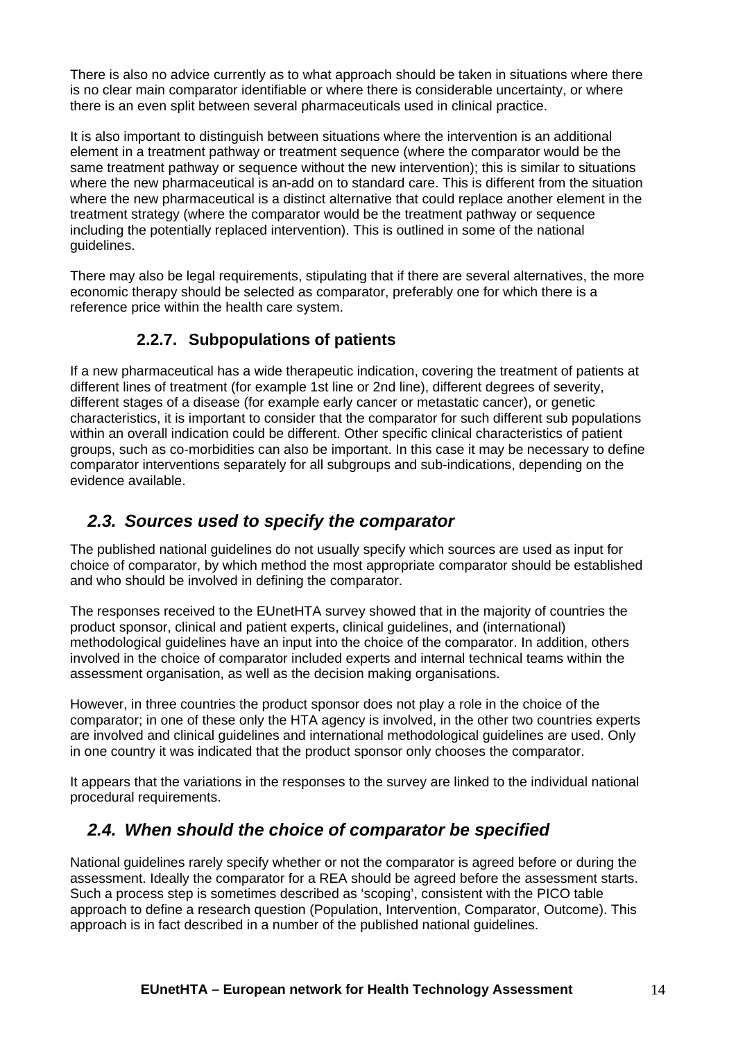There is also no advice currently as to what approach should be taken in situations where there is no clear main comparator identifiable or where there is considerable uncertainty, or where there is an even split between several pharmaceuticals used in clinical practice.

It is also important to distinguish between situations where the intervention is an additional element in a treatment pathway or treatment sequence (where the comparator would be the same treatment pathway or sequence without the new intervention); this is similar to situations where the new pharmaceutical is an-add on to standard care. This is different from the situation where the new pharmaceutical is a distinct alternative that could replace another element in the treatment strategy (where the comparator would be the treatment pathway or sequence including the potentially replaced intervention). This is outlined in some of the national guidelines.

There may also be legal requirements, stipulating that if there are several alternatives, the more economic therapy should be selected as comparator, preferably one for which there is a reference price within the health care system.

### 2.2.7. Subpopulations of patients

If a new pharmaceutical has a wide therapeutic indication, covering the treatment of patients at different lines of treatment (for example 1st line or 2nd line), different degrees of severity, different stages of a disease (for example early cancer or metastatic cancer), or genetic characteristics, it is important to consider that the comparator for such different sub populations within an overall indication could be different. Other specific clinical characteristics of patient groups, such as co-morbidities can also be important. In this case it may be necessary to define comparator interventions separately for all subgroups and sub-indications, depending on the evidence available.

## *2.3. Sources used to specify the comparator*

The published national guidelines do not usually specify which sources are used as input for choice of comparator, by which method the most appropriate comparator should be established and who should be involved in defining the comparator.

The responses received to the EUnetHTA survey showed that in the majority of countries the product sponsor, clinical and patient experts, clinical guidelines, and (international) methodological guidelines have an input into the choice of the comparator. In addition, others involved in the choice of comparator included experts and internal technical teams within the assessment organisation, as well as the decision making organisations.

However, in three countries the product sponsor does not play a role in the choice of the comparator; in one of these only the HTA agency is involved, in the other two countries experts are involved and clinical guidelines and international methodological guidelines are used. Only in one country it was indicated that the product sponsor only chooses the comparator.

It appears that the variations in the responses to the survey are linked to the individual national procedural requirements.

## *2.4. When should the choice of comparator be specified*

National guidelines rarely specify whether or not the comparator is agreed before or during the assessment. Ideally the comparator for a REA should be agreed before the assessment starts. Such a process step is sometimes described as 'scoping', consistent with the PICO table approach to define a research question (Population, Intervention, Comparator, Outcome). This approach is in fact described in a number of the published national guidelines.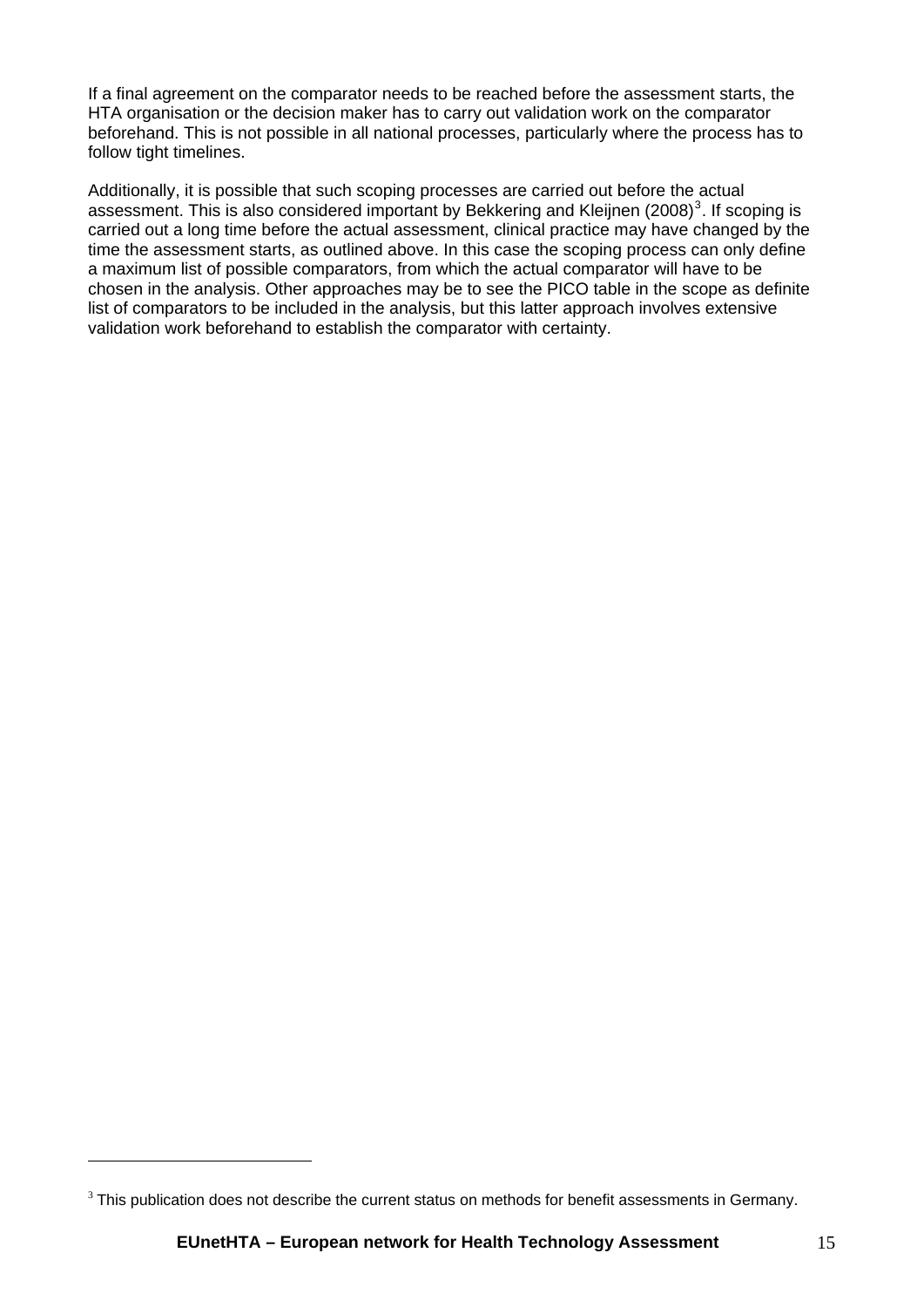If a final agreement on the comparator needs to be reached before the assessment starts, the HTA organisation or the decision maker has to carry out validation work on the comparator beforehand. This is not possible in all national processes, particularly where the process has to follow tight timelines.

Additionally, it is possible that such scoping processes are carried out before the actual assessment. This is also considered important by Bekkering and Kleijnen (2008)[3]. If scoping is carried out a long time before the actual assessment, clinical practice may have changed by the time the assessment starts, as outlined above. In this case the scoping process can only define a maximum list of possible comparators, from which the actual comparator will have to be chosen in the analysis. Other approaches may be to see the PICO table in the scope as definite list of comparators to be included in the analysis, but this latter approach involves extensive validation work beforehand to establish the comparator with certainty.

[3] This publication does not describe the current status on methods for benefit assessments in Germany.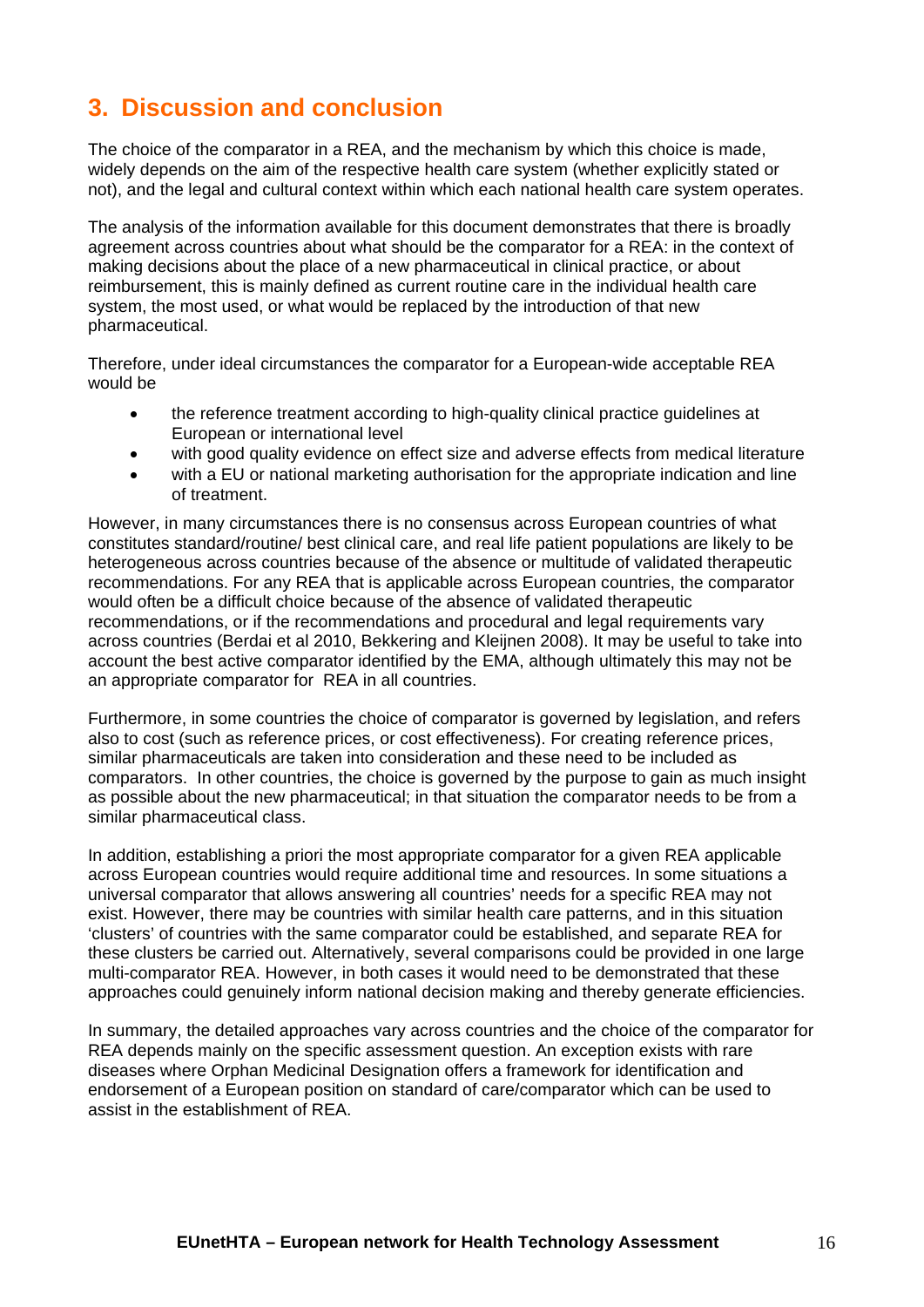# 3. Discussion and conclusion

The choice of the comparator in a REA, and the mechanism by which this choice is made, widely depends on the aim of the respective health care system (whether explicitly stated or not), and the legal and cultural context within which each national health care system operates.

The analysis of the information available for this document demonstrates that there is broadly agreement across countries about what should be the comparator for a REA: in the context of making decisions about the place of a new pharmaceutical in clinical practice, or about reimbursement, this is mainly defined as current routine care in the individual health care system, the most used, or what would be replaced by the introduction of that new pharmaceutical.

Therefore, under ideal circumstances the comparator for a European-wide acceptable REA would be

- the reference treatment according to high-quality clinical practice guidelines at European or international level
- with good quality evidence on effect size and adverse effects from medical literature
- with a EU or national marketing authorisation for the appropriate indication and line of treatment.

However, in many circumstances there is no consensus across European countries of what constitutes standard/routine/ best clinical care, and real life patient populations are likely to be heterogeneous across countries because of the absence or multitude of validated therapeutic recommendations. For any REA that is applicable across European countries, the comparator would often be a difficult choice because of the absence of validated therapeutic recommendations, or if the recommendations and procedural and legal requirements vary across countries (Berdai et al 2010, Bekkering and Kleijnen 2008). It may be useful to take into account the best active comparator identified by the EMA, although ultimately this may not be an appropriate comparator for REA in all countries.

Furthermore, in some countries the choice of comparator is governed by legislation, and refers also to cost (such as reference prices, or cost effectiveness). For creating reference prices, similar pharmaceuticals are taken into consideration and these need to be included as comparators. In other countries, the choice is governed by the purpose to gain as much insight as possible about the new pharmaceutical; in that situation the comparator needs to be from a similar pharmaceutical class.

In addition, establishing a priori the most appropriate comparator for a given REA applicable across European countries would require additional time and resources. In some situations a universal comparator that allows answering all countries' needs for a specific REA may not exist. However, there may be countries with similar health care patterns, and in this situation 'clusters' of countries with the same comparator could be established, and separate REA for these clusters be carried out. Alternatively, several comparisons could be provided in one large multi-comparator REA. However, in both cases it would need to be demonstrated that these approaches could genuinely inform national decision making and thereby generate efficiencies.

In summary, the detailed approaches vary across countries and the choice of the comparator for REA depends mainly on the specific assessment question. An exception exists with rare diseases where Orphan Medicinal Designation offers a framework for identification and endorsement of a European position on standard of care/comparator which can be used to assist in the establishment of REA.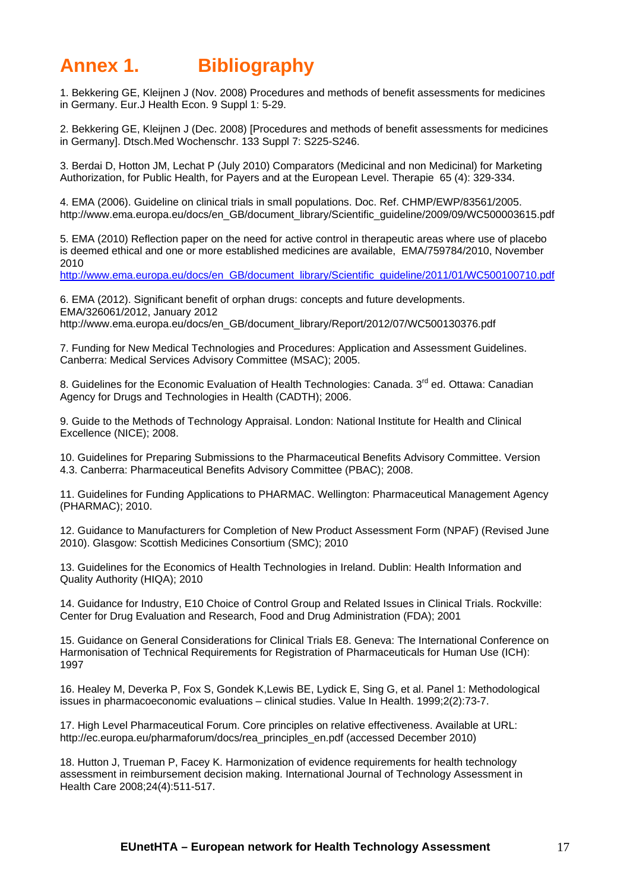# Annex 1. Bibliography

1. Bekkering GE, Kleijnen J (Nov. 2008) Procedures and methods of benefit assessments for medicines in Germany. Eur.J Health Econ. 9 Suppl 1: 5-29.

2. Bekkering GE, Kleijnen J (Dec. 2008) [Procedures and methods of benefit assessments for medicines in Germany]. Dtsch.Med Wochenschr. 133 Suppl 7: S225-S246.

3. Berdai D, Hotton JM, Lechat P (July 2010) Comparators (Medicinal and non Medicinal) for Marketing Authorization, for Public Health, for Payers and at the European Level. Therapie 65 (4): 329-334.

4. EMA (2006). Guideline on clinical trials in small populations. Doc. Ref. CHMP/EWP/83561/2005. http://www.ema.europa.eu/docs/en_GB/document_library/Scientific_guideline/2009/09/WC500003615.pdf

5. EMA (2010) Reflection paper on the need for active control in therapeutic areas where use of placebo is deemed ethical and one or more established medicines are available, EMA/759784/2010, November 2010
http://www.ema.europa.eu/docs/en_GB/document_library/Scientific_guideline/2011/01/WC500100710.pdf

6. EMA (2012). Significant benefit of orphan drugs: concepts and future developments. EMA/326061/2012, January 2012
http://www.ema.europa.eu/docs/en_GB/document_library/Report/2012/07/WC500130376.pdf

7. Funding for New Medical Technologies and Procedures: Application and Assessment Guidelines. Canberra: Medical Services Advisory Committee (MSAC); 2005.

8. Guidelines for the Economic Evaluation of Health Technologies: Canada. 3rd ed. Ottawa: Canadian Agency for Drugs and Technologies in Health (CADTH); 2006.

9. Guide to the Methods of Technology Appraisal. London: National Institute for Health and Clinical Excellence (NICE); 2008.

10. Guidelines for Preparing Submissions to the Pharmaceutical Benefits Advisory Committee. Version 4.3. Canberra: Pharmaceutical Benefits Advisory Committee (PBAC); 2008.

11. Guidelines for Funding Applications to PHARMAC. Wellington: Pharmaceutical Management Agency (PHARMAC); 2010.

12. Guidance to Manufacturers for Completion of New Product Assessment Form (NPAF) (Revised June 2010). Glasgow: Scottish Medicines Consortium (SMC); 2010

13. Guidelines for the Economics of Health Technologies in Ireland. Dublin: Health Information and Quality Authority (HIQA); 2010

14. Guidance for Industry, E10 Choice of Control Group and Related Issues in Clinical Trials. Rockville: Center for Drug Evaluation and Research, Food and Drug Administration (FDA); 2001

15. Guidance on General Considerations for Clinical Trials E8. Geneva: The International Conference on Harmonisation of Technical Requirements for Registration of Pharmaceuticals for Human Use (ICH): 1997

16. Healey M, Deverka P, Fox S, Gondek K,Lewis BE, Lydick E, Sing G, et al. Panel 1: Methodological issues in pharmacoeconomic evaluations – clinical studies. Value In Health. 1999;2(2):73-7.

17. High Level Pharmaceutical Forum. Core principles on relative effectiveness. Available at URL: http://ec.europa.eu/pharmaforum/docs/rea_principles_en.pdf (accessed December 2010)

18. Hutton J, Trueman P, Facey K. Harmonization of evidence requirements for health technology assessment in reimbursement decision making. International Journal of Technology Assessment in Health Care 2008;24(4):511-517.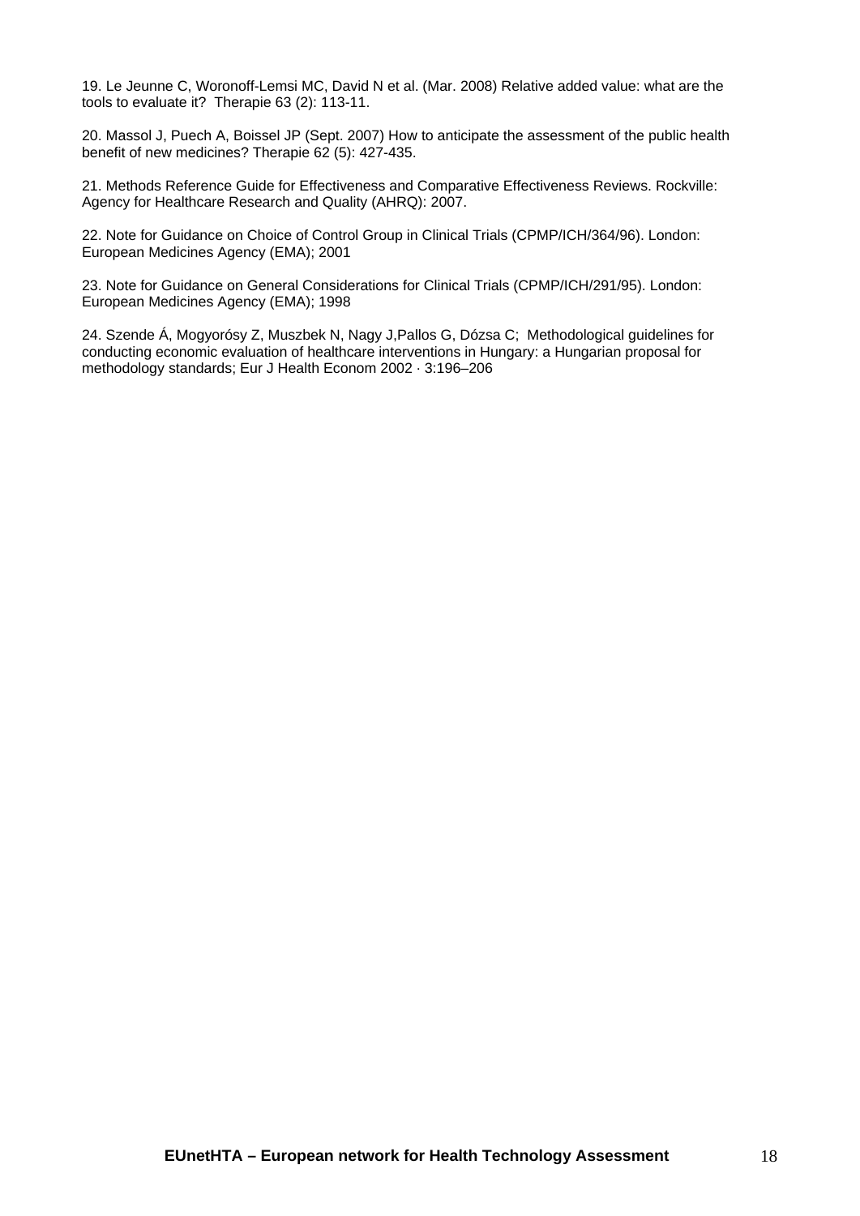19. Le Jeunne C, Woronoff-Lemsi MC, David N et al. (Mar. 2008) Relative added value: what are the tools to evaluate it? Therapie 63 (2): 113-11.

20. Massol J, Puech A, Boissel JP (Sept. 2007) How to anticipate the assessment of the public health benefit of new medicines? Therapie 62 (5): 427-435.

21. Methods Reference Guide for Effectiveness and Comparative Effectiveness Reviews. Rockville: Agency for Healthcare Research and Quality (AHRQ): 2007.

22. Note for Guidance on Choice of Control Group in Clinical Trials (CPMP/ICH/364/96). London: European Medicines Agency (EMA); 2001

23. Note for Guidance on General Considerations for Clinical Trials (CPMP/ICH/291/95). London: European Medicines Agency (EMA); 1998

24. Szende Á, Mogyorósy Z, Muszbek N, Nagy J,Pallos G, Dózsa C; Methodological guidelines for conducting economic evaluation of healthcare interventions in Hungary: a Hungarian proposal for methodology standards; Eur J Health Econom 2002 · 3:196–206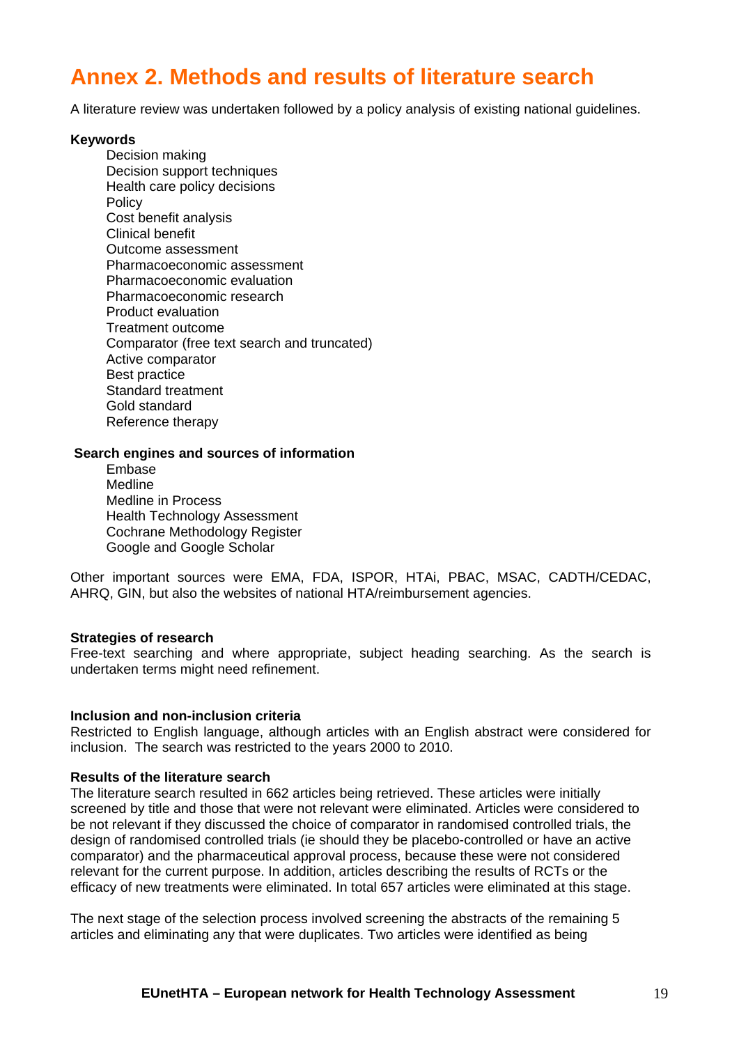# Annex 2. Methods and results of literature search

A literature review was undertaken followed by a policy analysis of existing national guidelines.

**Keywords**

- Decision making
- Decision support techniques
- Health care policy decisions
- Policy
- Cost benefit analysis
- Clinical benefit
- Outcome assessment
- Pharmacoeconomic assessment
- Pharmacoeconomic evaluation
- Pharmacoeconomic research
- Product evaluation
- Treatment outcome
- Comparator (free text search and truncated)
- Active comparator
- Best practice
- Standard treatment
- Gold standard
- Reference therapy

**Search engines and sources of information**

- Embase
- Medline
- Medline in Process
- Health Technology Assessment
- Cochrane Methodology Register
- Google and Google Scholar

Other important sources were EMA, FDA, ISPOR, HTAi, PBAC, MSAC, CADTH/CEDAC, AHRQ, GIN, but also the websites of national HTA/reimbursement agencies.

**Strategies of research**

Free-text searching and where appropriate, subject heading searching. As the search is undertaken terms might need refinement.

**Inclusion and non-inclusion criteria**

Restricted to English language, although articles with an English abstract were considered for inclusion. The search was restricted to the years 2000 to 2010.

**Results of the literature search**

The literature search resulted in 662 articles being retrieved. These articles were initially screened by title and those that were not relevant were eliminated. Articles were considered to be not relevant if they discussed the choice of comparator in randomised controlled trials, the design of randomised controlled trials (ie should they be placebo-controlled or have an active comparator) and the pharmaceutical approval process, because these were not considered relevant for the current purpose. In addition, articles describing the results of RCTs or the efficacy of new treatments were eliminated. In total 657 articles were eliminated at this stage.

The next stage of the selection process involved screening the abstracts of the remaining 5 articles and eliminating any that were duplicates. Two articles were identified as being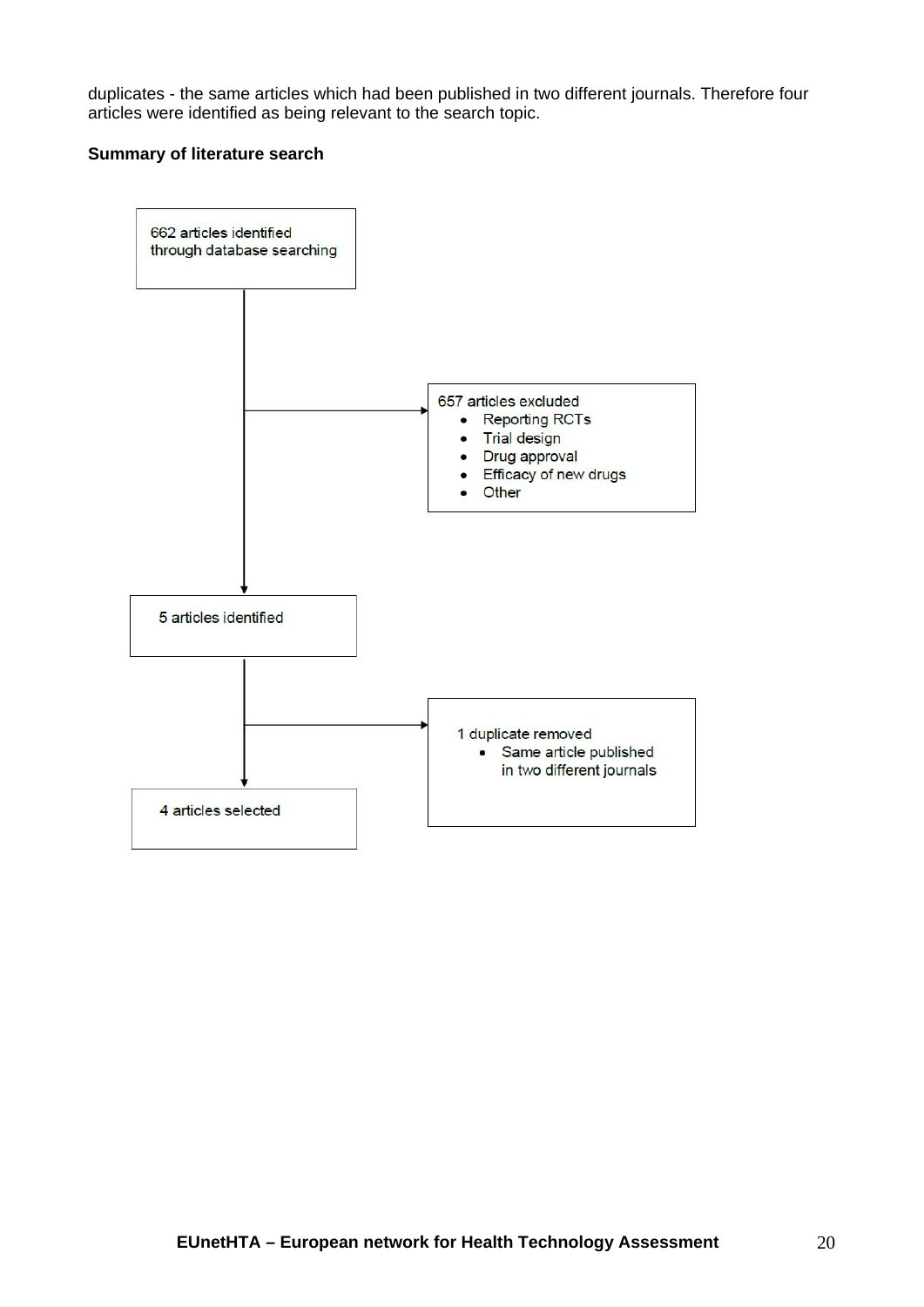duplicates - the same articles which had been published in two different journals. Therefore four articles were identified as being relevant to the search topic.

**Summary of literature search**

662 articles identified through database searching

657 articles excluded
- Reporting RCTs
- Trial design
- Drug approval
- Efficacy of new drugs
- Other

5 articles identified

1 duplicate removed
- Same article published in two different journals

4 articles selected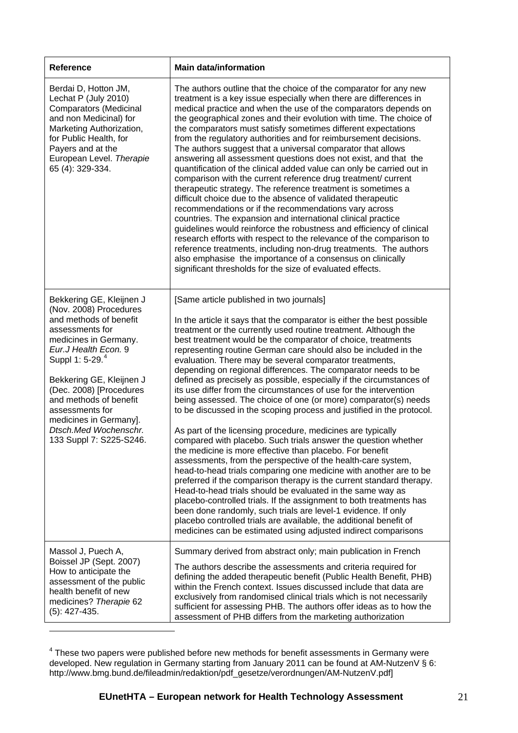| Reference | Main data/information |
|---|---|
| Berdai D, Hotton JM, Lechat P (July 2010) Comparators (Medicinal and non Medicinal) for Marketing Authorization, for Public Health, for Payers and at the European Level. *Therapie* 65 (4): 329-334. | The authors outline that the choice of the comparator for any new treatment is a key issue especially when there are differences in medical practice and when the use of the comparators depends on the geographical zones and their evolution with time. The choice of the comparators must satisfy sometimes different expectations from the regulatory authorities and for reimbursement decisions. The authors suggest that a universal comparator that allows answering all assessment questions does not exist, and that the quantification of the clinical added value can only be carried out in comparison with the current reference drug treatment/ current therapeutic strategy. The reference treatment is sometimes a difficult choice due to the absence of validated therapeutic recommendations or if the recommendations vary across countries. The expansion and international clinical practice guidelines would reinforce the robustness and efficiency of clinical research efforts with respect to the relevance of the comparison to reference treatments, including non-drug treatments. The authors also emphasise the importance of a consensus on clinically significant thresholds for the size of evaluated effects. |
| Bekkering GE, Kleijnen J (Nov. 2008) Procedures and methods of benefit assessments for medicines in Germany. *Eur.J Health Econ.* 9 Suppl 1: 5-29.[4]<br><br>Bekkering GE, Kleijnen J (Dec. 2008) [Procedures and methods of benefit assessments for medicines in Germany]. *Dtsch.Med Wochenschr.* 133 Suppl 7: S225-S246. | [Same article published in two journals]<br><br>In the article it says that the comparator is either the best possible treatment or the currently used routine treatment. Although the best treatment would be the comparator of choice, treatments representing routine German care should also be included in the evaluation. There may be several comparator treatments, depending on regional differences. The comparator needs to be defined as precisely as possible, especially if the circumstances of its use differ from the circumstances of use for the intervention being assessed. The choice of one (or more) comparator(s) needs to be discussed in the scoping process and justified in the protocol.<br><br>As part of the licensing procedure, medicines are typically compared with placebo. Such trials answer the question whether the medicine is more effective than placebo. For benefit assessments, from the perspective of the health-care system, head-to-head trials comparing one medicine with another are to be preferred if the comparison therapy is the current standard therapy. Head-to-head trials should be evaluated in the same way as placebo-controlled trials. If the assignment to both treatments has been done randomly, such trials are level-1 evidence. If only placebo controlled trials are available, the additional benefit of medicines can be estimated using adjusted indirect comparisons |
| Massol J, Puech A, Boissel JP (Sept. 2007) How to anticipate the assessment of the public health benefit of new medicines? *Therapie* 62 (5): 427-435. | Summary derived from abstract only; main publication in French<br><br>The authors describe the assessments and criteria required for defining the added therapeutic benefit (Public Health Benefit, PHB) within the French context. Issues discussed include that data are exclusively from randomised clinical trials which is not necessarily sufficient for assessing PHB. The authors offer ideas as to how the assessment of PHB differs from the marketing authorization |

[4] These two papers were published before new methods for benefit assessments in Germany were developed. New regulation in Germany starting from January 2011 can be found at AM-NutzenV § 6: http://www.bmg.bund.de/fileadmin/redaktion/pdf_gesetze/verordnungen/AM-NutzenV.pdf]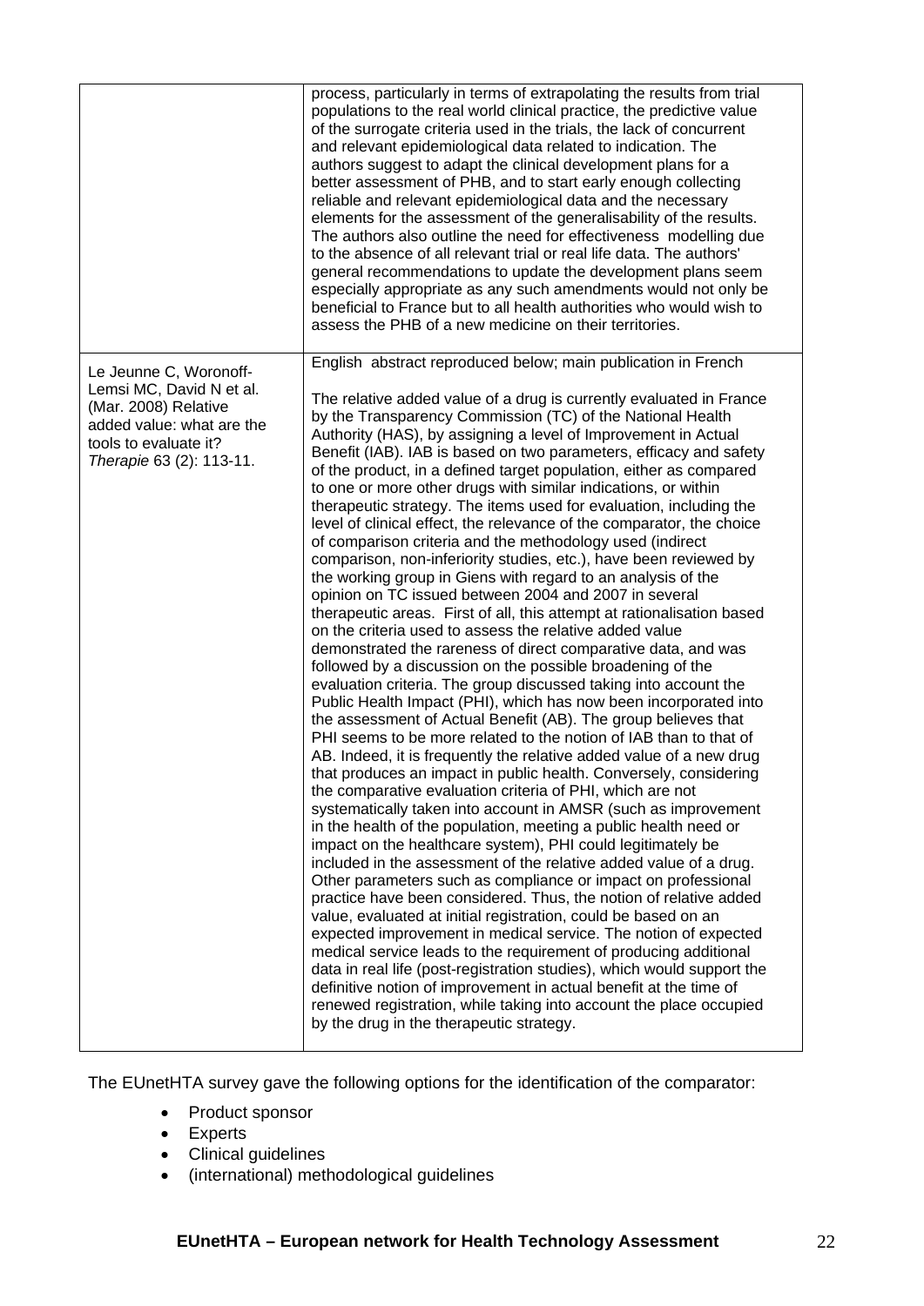| | |
|---|---|
| | process, particularly in terms of extrapolating the results from trial populations to the real world clinical practice, the predictive value of the surrogate criteria used in the trials, the lack of concurrent and relevant epidemiological data related to indication. The authors suggest to adapt the clinical development plans for a better assessment of PHB, and to start early enough collecting reliable and relevant epidemiological data and the necessary elements for the assessment of the generalisability of the results. The authors also outline the need for effectiveness modelling due to the absence of all relevant trial or real life data. The authors' general recommendations to update the development plans seem especially appropriate as any such amendments would not only be beneficial to France but to all health authorities who would wish to assess the PHB of a new medicine on their territories. |
| Le Jeunne C, Woronoff-Lemsi MC, David N et al. (Mar. 2008) Relative added value: what are the tools to evaluate it? *Therapie* 63 (2): 113-11. | English abstract reproduced below; main publication in French<br><br>The relative added value of a drug is currently evaluated in France by the Transparency Commission (TC) of the National Health Authority (HAS), by assigning a level of Improvement in Actual Benefit (IAB). IAB is based on two parameters, efficacy and safety of the product, in a defined target population, either as compared to one or more other drugs with similar indications, or within therapeutic strategy. The items used for evaluation, including the level of clinical effect, the relevance of the comparator, the choice of comparison criteria and the methodology used (indirect comparison, non-inferiority studies, etc.), have been reviewed by the working group in Giens with regard to an analysis of the opinion on TC issued between 2004 and 2007 in several therapeutic areas. First of all, this attempt at rationalisation based on the criteria used to assess the relative added value demonstrated the rareness of direct comparative data, and was followed by a discussion on the possible broadening of the evaluation criteria. The group discussed taking into account the Public Health Impact (PHI), which has now been incorporated into the assessment of Actual Benefit (AB). The group believes that PHI seems to be more related to the notion of IAB than to that of AB. Indeed, it is frequently the relative added value of a new drug that produces an impact in public health. Conversely, considering the comparative evaluation criteria of PHI, which are not systematically taken into account in AMSR (such as improvement in the health of the population, meeting a public health need or impact on the healthcare system), PHI could legitimately be included in the assessment of the relative added value of a drug. Other parameters such as compliance or impact on professional practice have been considered. Thus, the notion of relative added value, evaluated at initial registration, could be based on an expected improvement in medical service. The notion of expected medical service leads to the requirement of producing additional data in real life (post-registration studies), which would support the definitive notion of improvement in actual benefit at the time of renewed registration, while taking into account the place occupied by the drug in the therapeutic strategy. |

The EUnetHTA survey gave the following options for the identification of the comparator:

- Product sponsor
- Experts
- Clinical guidelines
- (international) methodological guidelines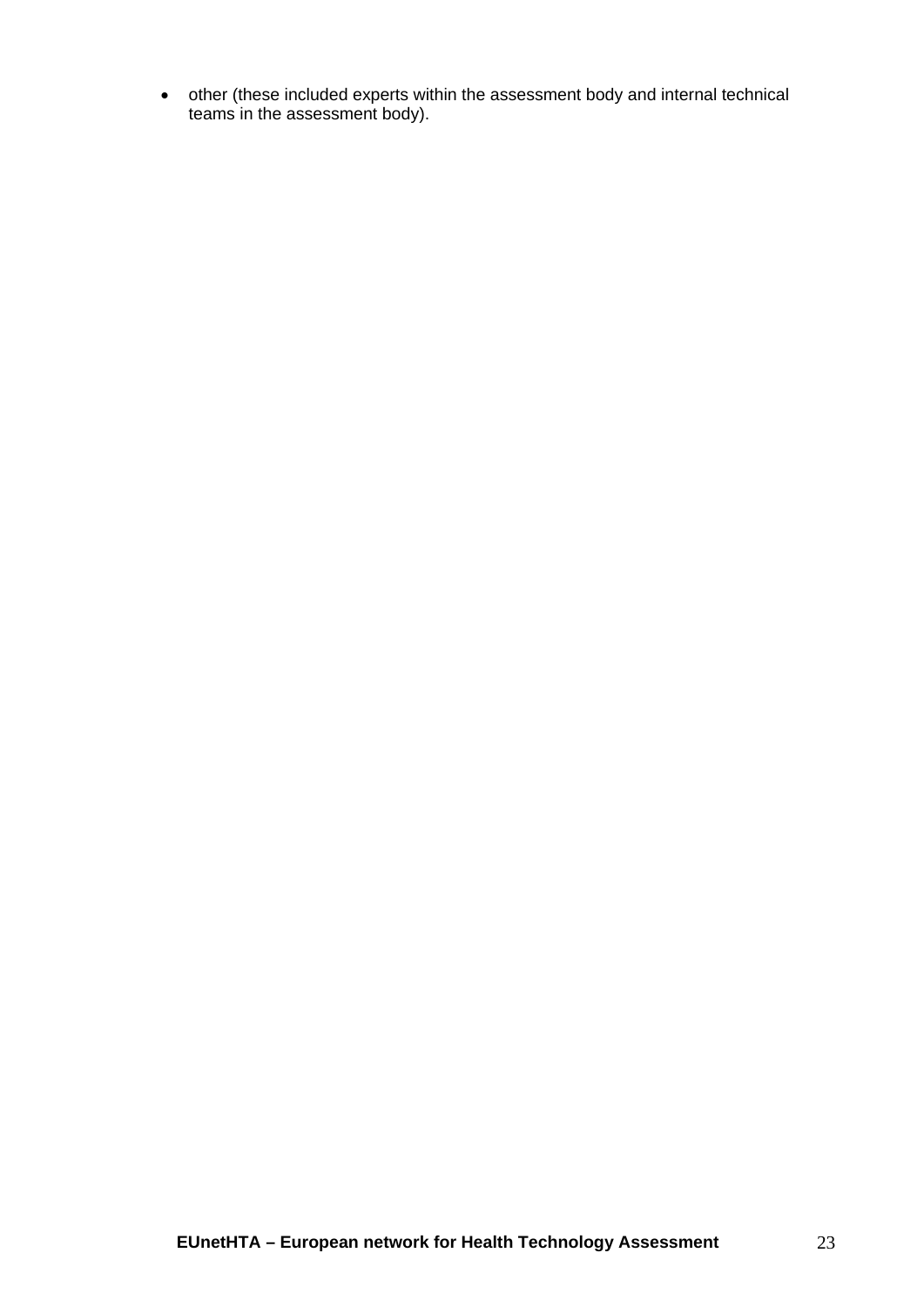- other (these included experts within the assessment body and internal technical teams in the assessment body).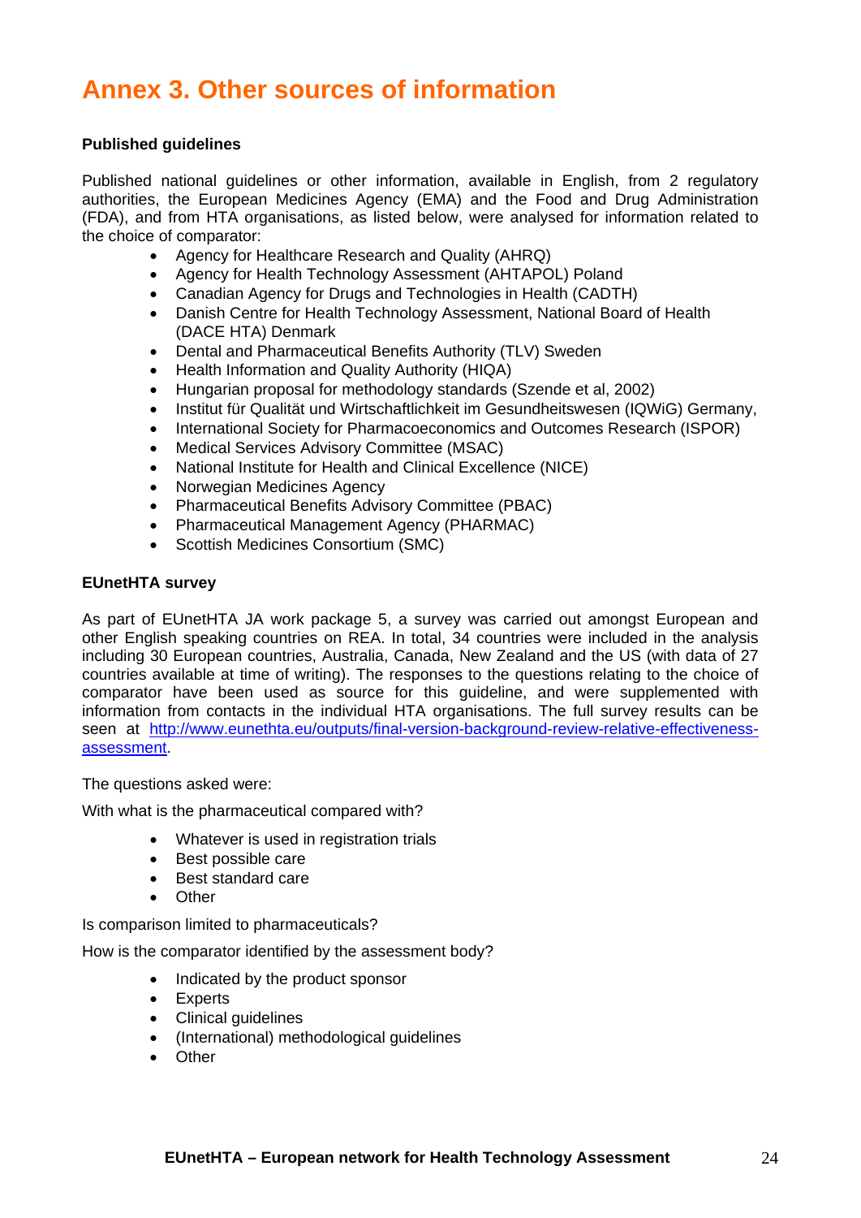# Annex 3. Other sources of information

**Published guidelines**

Published national guidelines or other information, available in English, from 2 regulatory authorities, the European Medicines Agency (EMA) and the Food and Drug Administration (FDA), and from HTA organisations, as listed below, were analysed for information related to the choice of comparator:

- Agency for Healthcare Research and Quality (AHRQ)
- Agency for Health Technology Assessment (AHTAPOL) Poland
- Canadian Agency for Drugs and Technologies in Health (CADTH)
- Danish Centre for Health Technology Assessment, National Board of Health (DACE HTA) Denmark
- Dental and Pharmaceutical Benefits Authority (TLV) Sweden
- Health Information and Quality Authority (HIQA)
- Hungarian proposal for methodology standards (Szende et al, 2002)
- Institut für Qualität und Wirtschaftlichkeit im Gesundheitswesen (IQWiG) Germany,
- International Society for Pharmacoeconomics and Outcomes Research (ISPOR)
- Medical Services Advisory Committee (MSAC)
- National Institute for Health and Clinical Excellence (NICE)
- Norwegian Medicines Agency
- Pharmaceutical Benefits Advisory Committee (PBAC)
- Pharmaceutical Management Agency (PHARMAC)
- Scottish Medicines Consortium (SMC)

**EUnetHTA survey**

As part of EUnetHTA JA work package 5, a survey was carried out amongst European and other English speaking countries on REA. In total, 34 countries were included in the analysis including 30 European countries, Australia, Canada, New Zealand and the US (with data of 27 countries available at time of writing). The responses to the questions relating to the choice of comparator have been used as source for this guideline, and were supplemented with information from contacts in the individual HTA organisations. The full survey results can be seen at http://www.eunethta.eu/outputs/final-version-background-review-relative-effectiveness-assessment.

The questions asked were:

With what is the pharmaceutical compared with?

- Whatever is used in registration trials
- Best possible care
- Best standard care
- Other

Is comparison limited to pharmaceuticals?

How is the comparator identified by the assessment body?

- Indicated by the product sponsor
- Experts
- Clinical guidelines
- (International) methodological guidelines
- Other